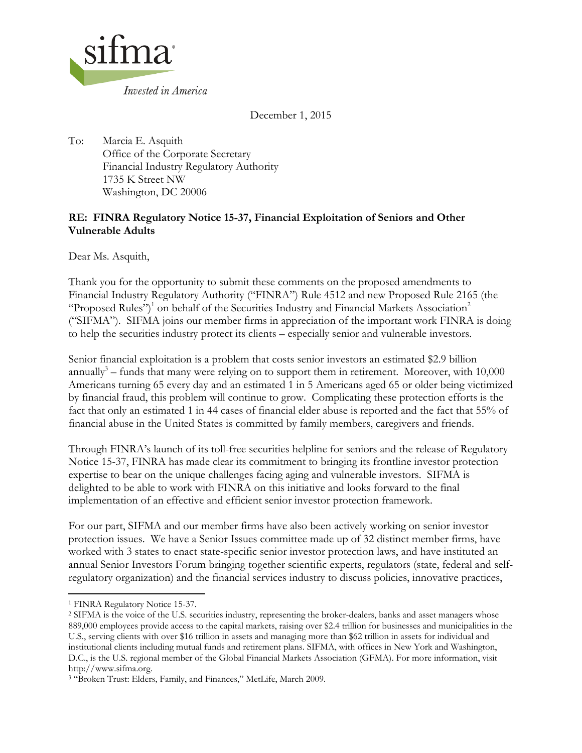sifma

*Invested in America*

December 1, 2015

To: Marcia E. Asquith
Office of the Corporate Secretary
Financial Industry Regulatory Authority
1735 K Street NW
Washington, DC 20006

**RE: FINRA Regulatory Notice 15-37, Financial Exploitation of Seniors and Other Vulnerable Adults**

Dear Ms. Asquith,

Thank you for the opportunity to submit these comments on the proposed amendments to Financial Industry Regulatory Authority ("FINRA") Rule 4512 and new Proposed Rule 2165 (the "Proposed Rules")[1] on behalf of the Securities Industry and Financial Markets Association[2] ("SIFMA"). SIFMA joins our member firms in appreciation of the important work FINRA is doing to help the securities industry protect its clients – especially senior and vulnerable investors.

Senior financial exploitation is a problem that costs senior investors an estimated $2.9 billion annually[3] – funds that many were relying on to support them in retirement. Moreover, with 10,000 Americans turning 65 every day and an estimated 1 in 5 Americans aged 65 or older being victimized by financial fraud, this problem will continue to grow. Complicating these protection efforts is the fact that only an estimated 1 in 44 cases of financial elder abuse is reported and the fact that 55% of financial abuse in the United States is committed by family members, caregivers and friends.

Through FINRA's launch of its toll-free securities helpline for seniors and the release of Regulatory Notice 15-37, FINRA has made clear its commitment to bringing its frontline investor protection expertise to bear on the unique challenges facing aging and vulnerable investors. SIFMA is delighted to be able to work with FINRA on this initiative and looks forward to the final implementation of an effective and efficient senior investor protection framework.

For our part, SIFMA and our member firms have also been actively working on senior investor protection issues. We have a Senior Issues committee made up of 32 distinct member firms, have worked with 3 states to enact state-specific senior investor protection laws, and have instituted an annual Senior Investors Forum bringing together scientific experts, regulators (state, federal and self-regulatory organization) and the financial services industry to discuss policies, innovative practices,

---

[1] FINRA Regulatory Notice 15-37.

[2] SIFMA is the voice of the U.S. securities industry, representing the broker-dealers, banks and asset managers whose 889,000 employees provide access to the capital markets, raising over $2.4 trillion for businesses and municipalities in the U.S., serving clients with over $16 trillion in assets and managing more than $62 trillion in assets for individual and institutional clients including mutual funds and retirement plans. SIFMA, with offices in New York and Washington, D.C., is the U.S. regional member of the Global Financial Markets Association (GFMA). For more information, visit http://www.sifma.org.

[3] "Broken Trust: Elders, Family, and Finances," MetLife, March 2009.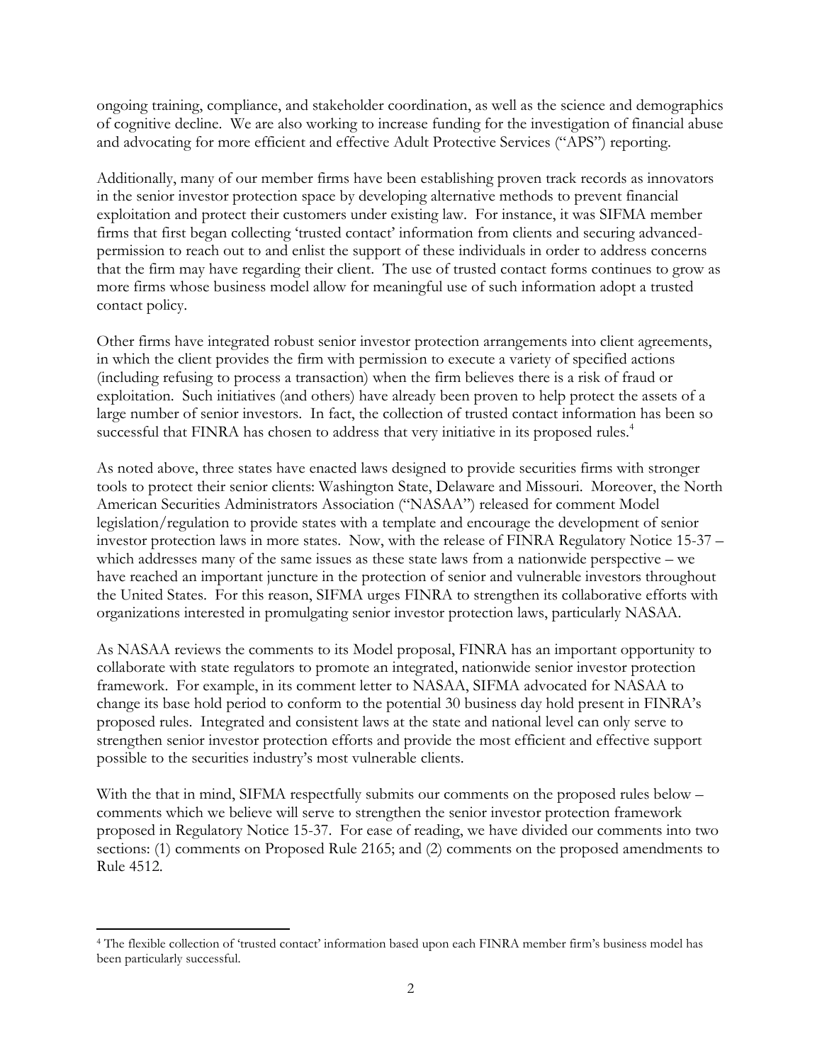ongoing training, compliance, and stakeholder coordination, as well as the science and demographics of cognitive decline. We are also working to increase funding for the investigation of financial abuse and advocating for more efficient and effective Adult Protective Services ("APS") reporting.

Additionally, many of our member firms have been establishing proven track records as innovators in the senior investor protection space by developing alternative methods to prevent financial exploitation and protect their customers under existing law. For instance, it was SIFMA member firms that first began collecting 'trusted contact' information from clients and securing advanced-permission to reach out to and enlist the support of these individuals in order to address concerns that the firm may have regarding their client. The use of trusted contact forms continues to grow as more firms whose business model allow for meaningful use of such information adopt a trusted contact policy.

Other firms have integrated robust senior investor protection arrangements into client agreements, in which the client provides the firm with permission to execute a variety of specified actions (including refusing to process a transaction) when the firm believes there is a risk of fraud or exploitation. Such initiatives (and others) have already been proven to help protect the assets of a large number of senior investors. In fact, the collection of trusted contact information has been so successful that FINRA has chosen to address that very initiative in its proposed rules.[4]

As noted above, three states have enacted laws designed to provide securities firms with stronger tools to protect their senior clients: Washington State, Delaware and Missouri. Moreover, the North American Securities Administrators Association ("NASAA") released for comment Model legislation/regulation to provide states with a template and encourage the development of senior investor protection laws in more states. Now, with the release of FINRA Regulatory Notice 15-37 – which addresses many of the same issues as these state laws from a nationwide perspective – we have reached an important juncture in the protection of senior and vulnerable investors throughout the United States. For this reason, SIFMA urges FINRA to strengthen its collaborative efforts with organizations interested in promulgating senior investor protection laws, particularly NASAA.

As NASAA reviews the comments to its Model proposal, FINRA has an important opportunity to collaborate with state regulators to promote an integrated, nationwide senior investor protection framework. For example, in its comment letter to NASAA, SIFMA advocated for NASAA to change its base hold period to conform to the potential 30 business day hold present in FINRA's proposed rules. Integrated and consistent laws at the state and national level can only serve to strengthen senior investor protection efforts and provide the most efficient and effective support possible to the securities industry's most vulnerable clients.

With the that in mind, SIFMA respectfully submits our comments on the proposed rules below – comments which we believe will serve to strengthen the senior investor protection framework proposed in Regulatory Notice 15-37. For ease of reading, we have divided our comments into two sections: (1) comments on Proposed Rule 2165; and (2) comments on the proposed amendments to Rule 4512.

---

[4] The flexible collection of 'trusted contact' information based upon each FINRA member firm's business model has been particularly successful.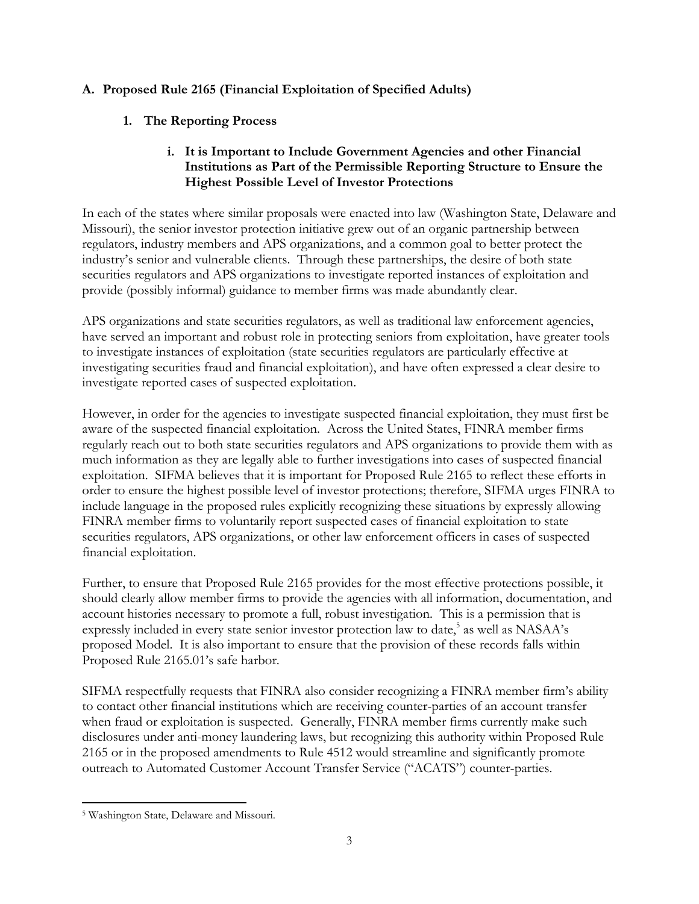### A. Proposed Rule 2165 (Financial Exploitation of Specified Adults)

#### 1. The Reporting Process

##### i. It is Important to Include Government Agencies and other Financial Institutions as Part of the Permissible Reporting Structure to Ensure the Highest Possible Level of Investor Protections

In each of the states where similar proposals were enacted into law (Washington State, Delaware and Missouri), the senior investor protection initiative grew out of an organic partnership between regulators, industry members and APS organizations, and a common goal to better protect the industry's senior and vulnerable clients. Through these partnerships, the desire of both state securities regulators and APS organizations to investigate reported instances of exploitation and provide (possibly informal) guidance to member firms was made abundantly clear.

APS organizations and state securities regulators, as well as traditional law enforcement agencies, have served an important and robust role in protecting seniors from exploitation, have greater tools to investigate instances of exploitation (state securities regulators are particularly effective at investigating securities fraud and financial exploitation), and have often expressed a clear desire to investigate reported cases of suspected exploitation.

However, in order for the agencies to investigate suspected financial exploitation, they must first be aware of the suspected financial exploitation. Across the United States, FINRA member firms regularly reach out to both state securities regulators and APS organizations to provide them with as much information as they are legally able to further investigations into cases of suspected financial exploitation. SIFMA believes that it is important for Proposed Rule 2165 to reflect these efforts in order to ensure the highest possible level of investor protections; therefore, SIFMA urges FINRA to include language in the proposed rules explicitly recognizing these situations by expressly allowing FINRA member firms to voluntarily report suspected cases of financial exploitation to state securities regulators, APS organizations, or other law enforcement officers in cases of suspected financial exploitation.

Further, to ensure that Proposed Rule 2165 provides for the most effective protections possible, it should clearly allow member firms to provide the agencies with all information, documentation, and account histories necessary to promote a full, robust investigation. This is a permission that is expressly included in every state senior investor protection law to date,[5] as well as NASAA's proposed Model. It is also important to ensure that the provision of these records falls within Proposed Rule 2165.01's safe harbor.

SIFMA respectfully requests that FINRA also consider recognizing a FINRA member firm's ability to contact other financial institutions which are receiving counter-parties of an account transfer when fraud or exploitation is suspected. Generally, FINRA member firms currently make such disclosures under anti-money laundering laws, but recognizing this authority within Proposed Rule 2165 or in the proposed amendments to Rule 4512 would streamline and significantly promote outreach to Automated Customer Account Transfer Service ("ACATS") counter-parties.

---

[5] Washington State, Delaware and Missouri.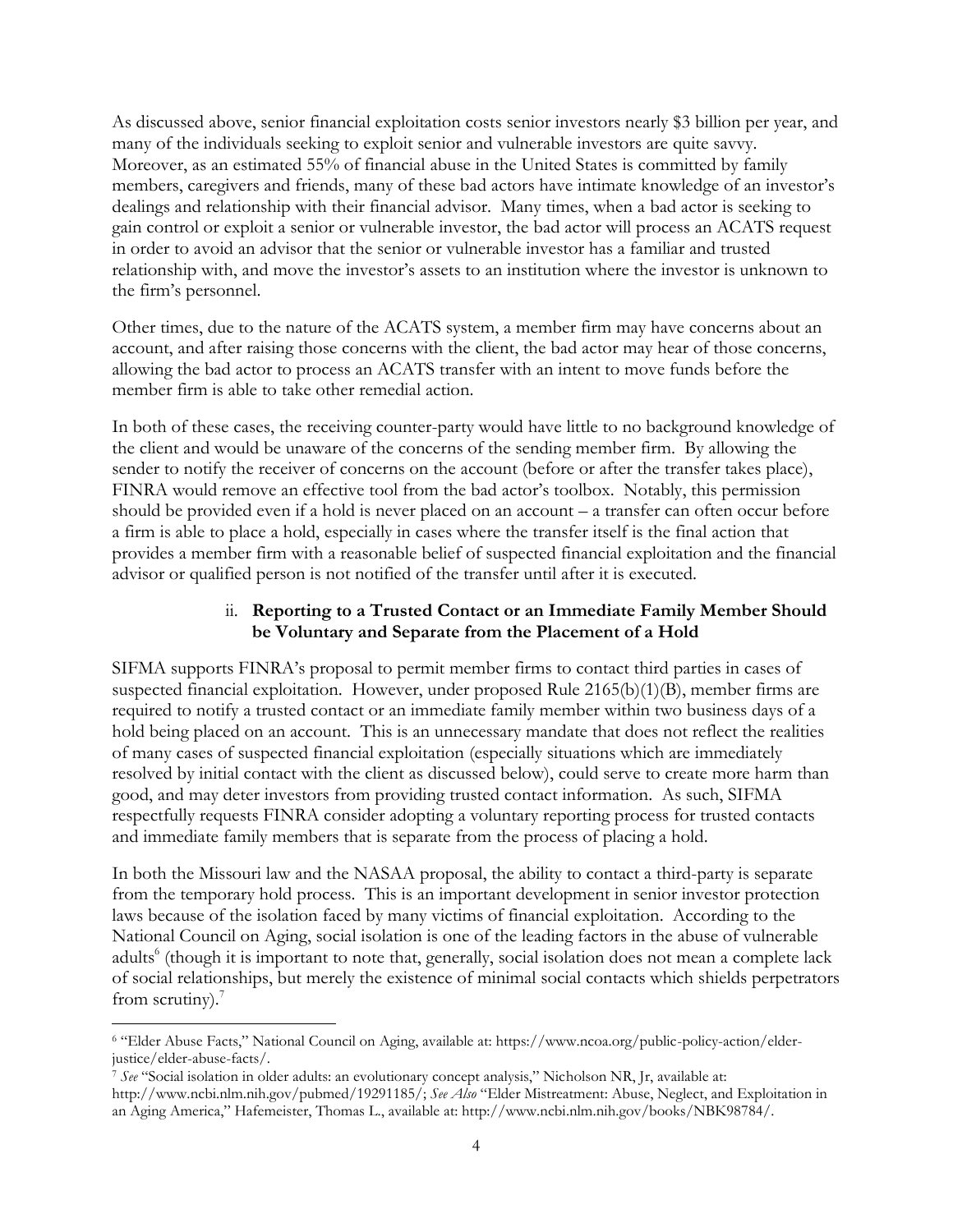As discussed above, senior financial exploitation costs senior investors nearly $3 billion per year, and many of the individuals seeking to exploit senior and vulnerable investors are quite savvy. Moreover, as an estimated 55% of financial abuse in the United States is committed by family members, caregivers and friends, many of these bad actors have intimate knowledge of an investor's dealings and relationship with their financial advisor. Many times, when a bad actor is seeking to gain control or exploit a senior or vulnerable investor, the bad actor will process an ACATS request in order to avoid an advisor that the senior or vulnerable investor has a familiar and trusted relationship with, and move the investor's assets to an institution where the investor is unknown to the firm's personnel.

Other times, due to the nature of the ACATS system, a member firm may have concerns about an account, and after raising those concerns with the client, the bad actor may hear of those concerns, allowing the bad actor to process an ACATS transfer with an intent to move funds before the member firm is able to take other remedial action.

In both of these cases, the receiving counter-party would have little to no background knowledge of the client and would be unaware of the concerns of the sending member firm. By allowing the sender to notify the receiver of concerns on the account (before or after the transfer takes place), FINRA would remove an effective tool from the bad actor's toolbox. Notably, this permission should be provided even if a hold is never placed on an account – a transfer can often occur before a firm is able to place a hold, especially in cases where the transfer itself is the final action that provides a member firm with a reasonable belief of suspected financial exploitation and the financial advisor or qualified person is not notified of the transfer until after it is executed.

#### ii. **Reporting to a Trusted Contact or an Immediate Family Member Should be Voluntary and Separate from the Placement of a Hold**

SIFMA supports FINRA's proposal to permit member firms to contact third parties in cases of suspected financial exploitation. However, under proposed Rule 2165(b)(1)(B), member firms are required to notify a trusted contact or an immediate family member within two business days of a hold being placed on an account. This is an unnecessary mandate that does not reflect the realities of many cases of suspected financial exploitation (especially situations which are immediately resolved by initial contact with the client as discussed below), could serve to create more harm than good, and may deter investors from providing trusted contact information. As such, SIFMA respectfully requests FINRA consider adopting a voluntary reporting process for trusted contacts and immediate family members that is separate from the process of placing a hold.

In both the Missouri law and the NASAA proposal, the ability to contact a third-party is separate from the temporary hold process. This is an important development in senior investor protection laws because of the isolation faced by many victims of financial exploitation. According to the National Council on Aging, social isolation is one of the leading factors in the abuse of vulnerable adults[6] (though it is important to note that, generally, social isolation does not mean a complete lack of social relationships, but merely the existence of minimal social contacts which shields perpetrators from scrutiny).[7]

---

[6] "Elder Abuse Facts," National Council on Aging, available at: https://www.ncoa.org/public-policy-action/elder-justice/elder-abuse-facts/.

[7] *See* "Social isolation in older adults: an evolutionary concept analysis," Nicholson NR, Jr, available at: http://www.ncbi.nlm.nih.gov/pubmed/19291185/; *See Also* "Elder Mistreatment: Abuse, Neglect, and Exploitation in an Aging America," Hafemeister, Thomas L., available at: http://www.ncbi.nlm.nih.gov/books/NBK98784/.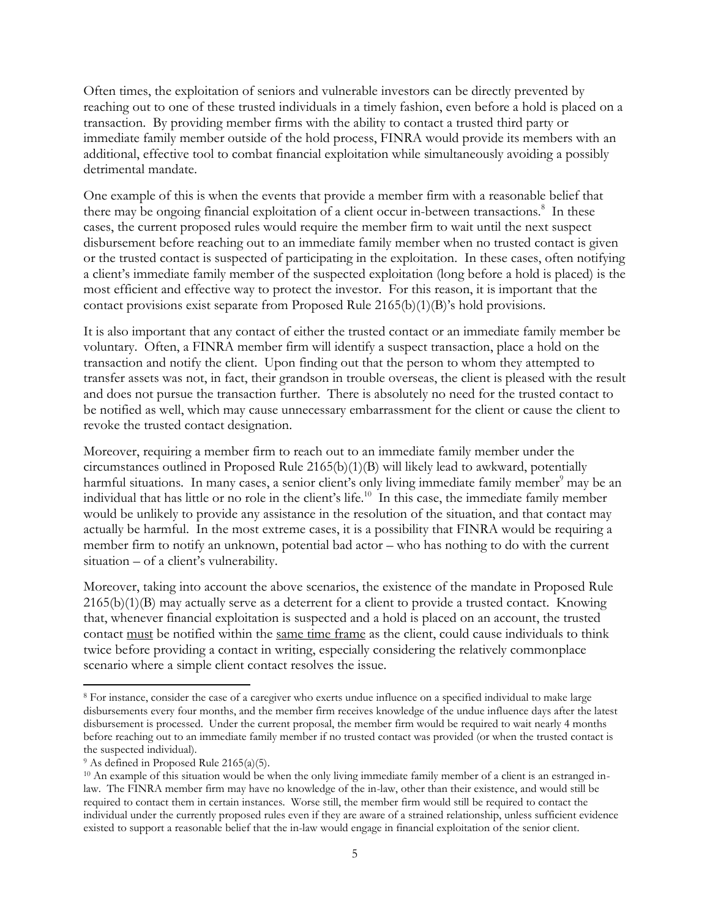Often times, the exploitation of seniors and vulnerable investors can be directly prevented by reaching out to one of these trusted individuals in a timely fashion, even before a hold is placed on a transaction. By providing member firms with the ability to contact a trusted third party or immediate family member outside of the hold process, FINRA would provide its members with an additional, effective tool to combat financial exploitation while simultaneously avoiding a possibly detrimental mandate.

One example of this is when the events that provide a member firm with a reasonable belief that there may be ongoing financial exploitation of a client occur in-between transactions.[8] In these cases, the current proposed rules would require the member firm to wait until the next suspect disbursement before reaching out to an immediate family member when no trusted contact is given or the trusted contact is suspected of participating in the exploitation. In these cases, often notifying a client's immediate family member of the suspected exploitation (long before a hold is placed) is the most efficient and effective way to protect the investor. For this reason, it is important that the contact provisions exist separate from Proposed Rule 2165(b)(1)(B)'s hold provisions.

It is also important that any contact of either the trusted contact or an immediate family member be voluntary. Often, a FINRA member firm will identify a suspect transaction, place a hold on the transaction and notify the client. Upon finding out that the person to whom they attempted to transfer assets was not, in fact, their grandson in trouble overseas, the client is pleased with the result and does not pursue the transaction further. There is absolutely no need for the trusted contact to be notified as well, which may cause unnecessary embarrassment for the client or cause the client to revoke the trusted contact designation.

Moreover, requiring a member firm to reach out to an immediate family member under the circumstances outlined in Proposed Rule 2165(b)(1)(B) will likely lead to awkward, potentially harmful situations. In many cases, a senior client's only living immediate family member[9] may be an individual that has little or no role in the client's life.[10] In this case, the immediate family member would be unlikely to provide any assistance in the resolution of the situation, and that contact may actually be harmful. In the most extreme cases, it is a possibility that FINRA would be requiring a member firm to notify an unknown, potential bad actor – who has nothing to do with the current situation – of a client's vulnerability.

Moreover, taking into account the above scenarios, the existence of the mandate in Proposed Rule 2165(b)(1)(B) may actually serve as a deterrent for a client to provide a trusted contact. Knowing that, whenever financial exploitation is suspected and a hold is placed on an account, the trusted contact <u>must</u> be notified within the <u>same time frame</u> as the client, could cause individuals to think twice before providing a contact in writing, especially considering the relatively commonplace scenario where a simple client contact resolves the issue.

---

[8] For instance, consider the case of a caregiver who exerts undue influence on a specified individual to make large disbursements every four months, and the member firm receives knowledge of the undue influence days after the latest disbursement is processed. Under the current proposal, the member firm would be required to wait nearly 4 months before reaching out to an immediate family member if no trusted contact was provided (or when the trusted contact is the suspected individual).

[9] As defined in Proposed Rule 2165(a)(5).

[10] An example of this situation would be when the only living immediate family member of a client is an estranged in-law. The FINRA member firm may have no knowledge of the in-law, other than their existence, and would still be required to contact them in certain instances. Worse still, the member firm would still be required to contact the individual under the currently proposed rules even if they are aware of a strained relationship, unless sufficient evidence existed to support a reasonable belief that the in-law would engage in financial exploitation of the senior client.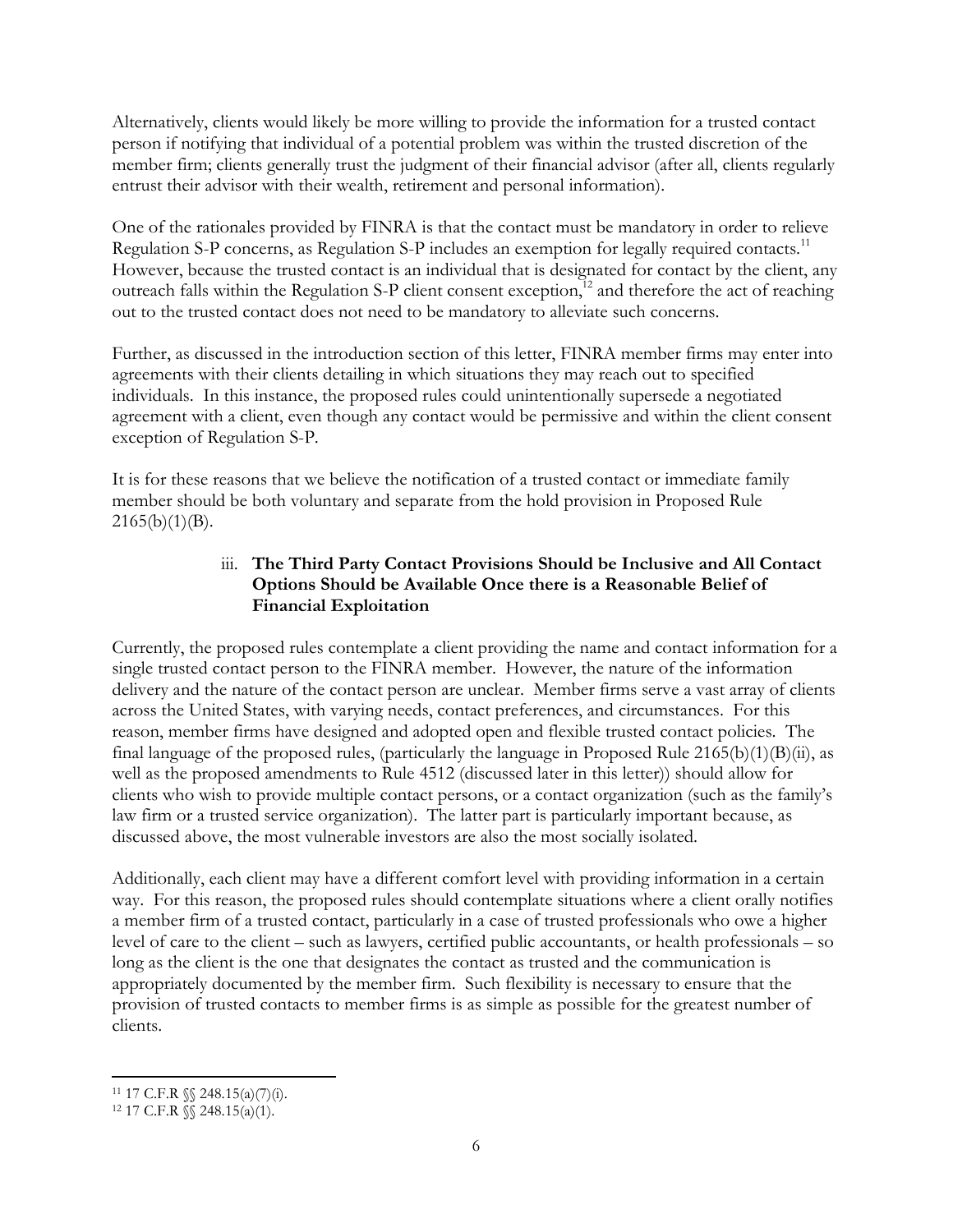Alternatively, clients would likely be more willing to provide the information for a trusted contact person if notifying that individual of a potential problem was within the trusted discretion of the member firm; clients generally trust the judgment of their financial advisor (after all, clients regularly entrust their advisor with their wealth, retirement and personal information).

One of the rationales provided by FINRA is that the contact must be mandatory in order to relieve Regulation S-P concerns, as Regulation S-P includes an exemption for legally required contacts.[11] However, because the trusted contact is an individual that is designated for contact by the client, any outreach falls within the Regulation S-P client consent exception,[12] and therefore the act of reaching out to the trusted contact does not need to be mandatory to alleviate such concerns.

Further, as discussed in the introduction section of this letter, FINRA member firms may enter into agreements with their clients detailing in which situations they may reach out to specified individuals. In this instance, the proposed rules could unintentionally supersede a negotiated agreement with a client, even though any contact would be permissive and within the client consent exception of Regulation S-P.

It is for these reasons that we believe the notification of a trusted contact or immediate family member should be both voluntary and separate from the hold provision in Proposed Rule 2165(b)(1)(B).

iii. **The Third Party Contact Provisions Should be Inclusive and All Contact Options Should be Available Once there is a Reasonable Belief of Financial Exploitation**

Currently, the proposed rules contemplate a client providing the name and contact information for a single trusted contact person to the FINRA member. However, the nature of the information delivery and the nature of the contact person are unclear. Member firms serve a vast array of clients across the United States, with varying needs, contact preferences, and circumstances. For this reason, member firms have designed and adopted open and flexible trusted contact policies. The final language of the proposed rules, (particularly the language in Proposed Rule 2165(b)(1)(B)(ii), as well as the proposed amendments to Rule 4512 (discussed later in this letter)) should allow for clients who wish to provide multiple contact persons, or a contact organization (such as the family's law firm or a trusted service organization). The latter part is particularly important because, as discussed above, the most vulnerable investors are also the most socially isolated.

Additionally, each client may have a different comfort level with providing information in a certain way. For this reason, the proposed rules should contemplate situations where a client orally notifies a member firm of a trusted contact, particularly in a case of trusted professionals who owe a higher level of care to the client – such as lawyers, certified public accountants, or health professionals – so long as the client is the one that designates the contact as trusted and the communication is appropriately documented by the member firm. Such flexibility is necessary to ensure that the provision of trusted contacts to member firms is as simple as possible for the greatest number of clients.

---

[11] 17 C.F.R §§ 248.15(a)(7)(i).

[12] 17 C.F.R §§ 248.15(a)(1).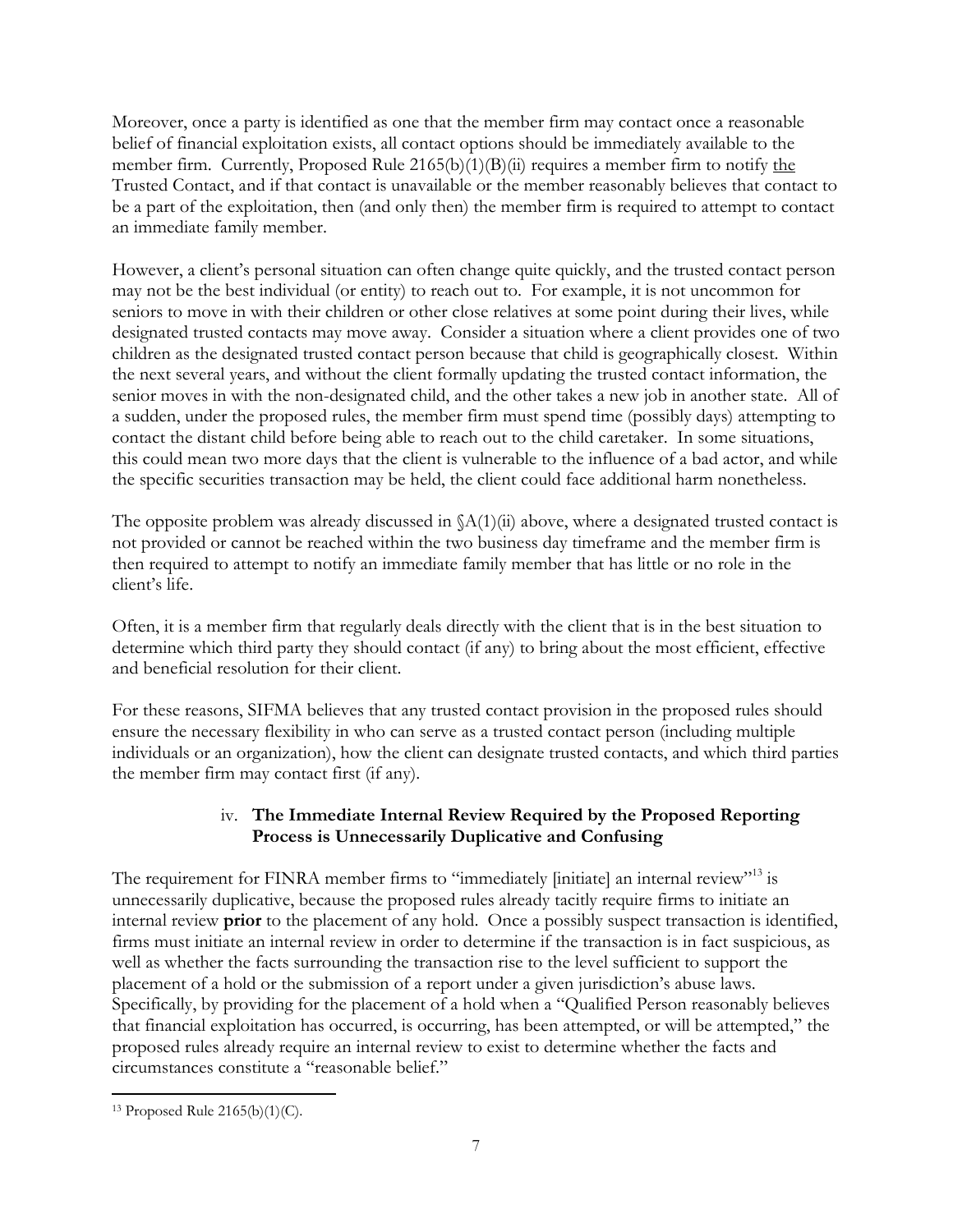Moreover, once a party is identified as one that the member firm may contact once a reasonable belief of financial exploitation exists, all contact options should be immediately available to the member firm. Currently, Proposed Rule 2165(b)(1)(B)(ii) requires a member firm to notify the Trusted Contact, and if that contact is unavailable or the member reasonably believes that contact to be a part of the exploitation, then (and only then) the member firm is required to attempt to contact an immediate family member.

However, a client's personal situation can often change quite quickly, and the trusted contact person may not be the best individual (or entity) to reach out to. For example, it is not uncommon for seniors to move in with their children or other close relatives at some point during their lives, while designated trusted contacts may move away. Consider a situation where a client provides one of two children as the designated trusted contact person because that child is geographically closest. Within the next several years, and without the client formally updating the trusted contact information, the senior moves in with the non-designated child, and the other takes a new job in another state. All of a sudden, under the proposed rules, the member firm must spend time (possibly days) attempting to contact the distant child before being able to reach out to the child caretaker. In some situations, this could mean two more days that the client is vulnerable to the influence of a bad actor, and while the specific securities transaction may be held, the client could face additional harm nonetheless.

The opposite problem was already discussed in §A(1)(ii) above, where a designated trusted contact is not provided or cannot be reached within the two business day timeframe and the member firm is then required to attempt to notify an immediate family member that has little or no role in the client's life.

Often, it is a member firm that regularly deals directly with the client that is in the best situation to determine which third party they should contact (if any) to bring about the most efficient, effective and beneficial resolution for their client.

For these reasons, SIFMA believes that any trusted contact provision in the proposed rules should ensure the necessary flexibility in who can serve as a trusted contact person (including multiple individuals or an organization), how the client can designate trusted contacts, and which third parties the member firm may contact first (if any).

#### iv. The Immediate Internal Review Required by the Proposed Reporting Process is Unnecessarily Duplicative and Confusing

The requirement for FINRA member firms to "immediately [initiate] an internal review"[13] is unnecessarily duplicative, because the proposed rules already tacitly require firms to initiate an internal review **prior** to the placement of any hold. Once a possibly suspect transaction is identified, firms must initiate an internal review in order to determine if the transaction is in fact suspicious, as well as whether the facts surrounding the transaction rise to the level sufficient to support the placement of a hold or the submission of a report under a given jurisdiction's abuse laws. Specifically, by providing for the placement of a hold when a "Qualified Person reasonably believes that financial exploitation has occurred, is occurring, has been attempted, or will be attempted," the proposed rules already require an internal review to exist to determine whether the facts and circumstances constitute a "reasonable belief."

[13] Proposed Rule 2165(b)(1)(C).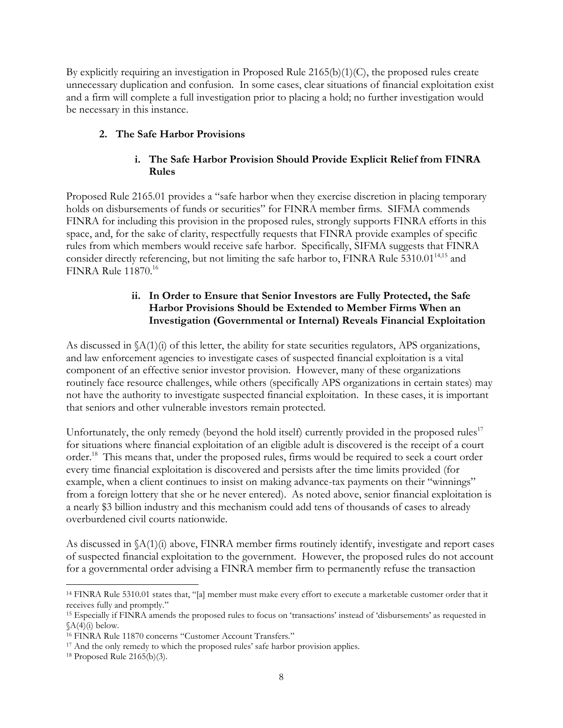By explicitly requiring an investigation in Proposed Rule 2165(b)(1)(C), the proposed rules create unnecessary duplication and confusion. In some cases, clear situations of financial exploitation exist and a firm will complete a full investigation prior to placing a hold; no further investigation would be necessary in this instance.

### 2. The Safe Harbor Provisions

#### i. The Safe Harbor Provision Should Provide Explicit Relief from FINRA Rules

Proposed Rule 2165.01 provides a "safe harbor when they exercise discretion in placing temporary holds on disbursements of funds or securities" for FINRA member firms. SIFMA commends FINRA for including this provision in the proposed rules, strongly supports FINRA efforts in this space, and, for the sake of clarity, respectfully requests that FINRA provide examples of specific rules from which members would receive safe harbor. Specifically, SIFMA suggests that FINRA consider directly referencing, but not limiting the safe harbor to, FINRA Rule 5310.01[14,15] and FINRA Rule 11870.[16]

#### ii. In Order to Ensure that Senior Investors are Fully Protected, the Safe Harbor Provisions Should be Extended to Member Firms When an Investigation (Governmental or Internal) Reveals Financial Exploitation

As discussed in §A(1)(i) of this letter, the ability for state securities regulators, APS organizations, and law enforcement agencies to investigate cases of suspected financial exploitation is a vital component of an effective senior investor provision. However, many of these organizations routinely face resource challenges, while others (specifically APS organizations in certain states) may not have the authority to investigate suspected financial exploitation. In these cases, it is important that seniors and other vulnerable investors remain protected.

Unfortunately, the only remedy (beyond the hold itself) currently provided in the proposed rules[17] for situations where financial exploitation of an eligible adult is discovered is the receipt of a court order.[18] This means that, under the proposed rules, firms would be required to seek a court order every time financial exploitation is discovered and persists after the time limits provided (for example, when a client continues to insist on making advance-tax payments on their "winnings" from a foreign lottery that she or he never entered). As noted above, senior financial exploitation is a nearly $3 billion industry and this mechanism could add tens of thousands of cases to already overburdened civil courts nationwide.

As discussed in §A(1)(i) above, FINRA member firms routinely identify, investigate and report cases of suspected financial exploitation to the government. However, the proposed rules do not account for a governmental order advising a FINRA member firm to permanently refuse the transaction

---

[14] FINRA Rule 5310.01 states that, "[a] member must make every effort to execute a marketable customer order that it receives fully and promptly."

[15] Especially if FINRA amends the proposed rules to focus on 'transactions' instead of 'disbursements' as requested in §A(4)(i) below.

[16] FINRA Rule 11870 concerns "Customer Account Transfers."

[17] And the only remedy to which the proposed rules' safe harbor provision applies.

[18] Proposed Rule 2165(b)(3).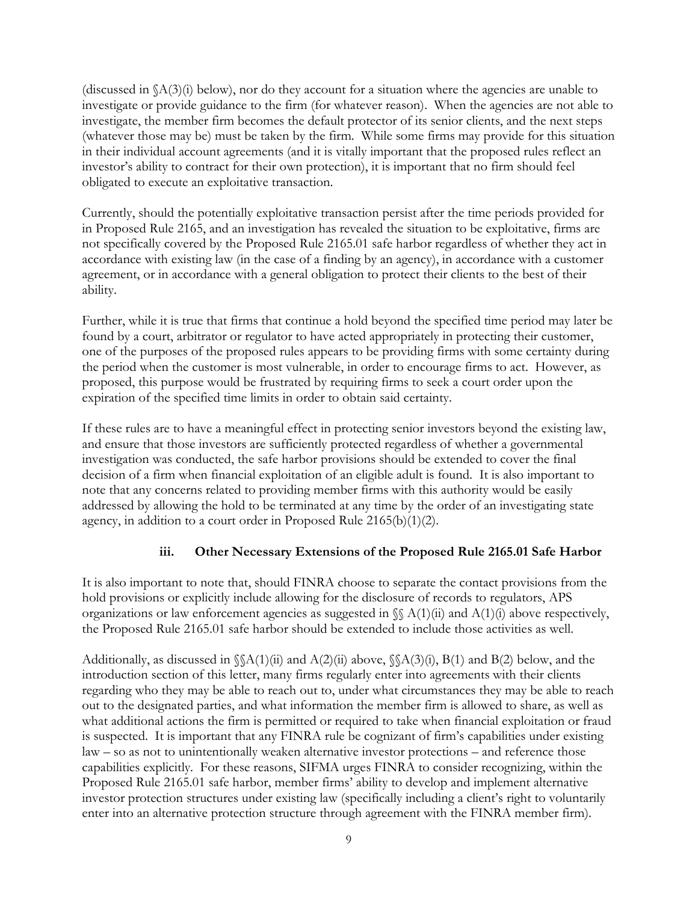(discussed in §A(3)(i) below), nor do they account for a situation where the agencies are unable to investigate or provide guidance to the firm (for whatever reason). When the agencies are not able to investigate, the member firm becomes the default protector of its senior clients, and the next steps (whatever those may be) must be taken by the firm. While some firms may provide for this situation in their individual account agreements (and it is vitally important that the proposed rules reflect an investor's ability to contract for their own protection), it is important that no firm should feel obligated to execute an exploitative transaction.

Currently, should the potentially exploitative transaction persist after the time periods provided for in Proposed Rule 2165, and an investigation has revealed the situation to be exploitative, firms are not specifically covered by the Proposed Rule 2165.01 safe harbor regardless of whether they act in accordance with existing law (in the case of a finding by an agency), in accordance with a customer agreement, or in accordance with a general obligation to protect their clients to the best of their ability.

Further, while it is true that firms that continue a hold beyond the specified time period may later be found by a court, arbitrator or regulator to have acted appropriately in protecting their customer, one of the purposes of the proposed rules appears to be providing firms with some certainty during the period when the customer is most vulnerable, in order to encourage firms to act. However, as proposed, this purpose would be frustrated by requiring firms to seek a court order upon the expiration of the specified time limits in order to obtain said certainty.

If these rules are to have a meaningful effect in protecting senior investors beyond the existing law, and ensure that those investors are sufficiently protected regardless of whether a governmental investigation was conducted, the safe harbor provisions should be extended to cover the final decision of a firm when financial exploitation of an eligible adult is found. It is also important to note that any concerns related to providing member firms with this authority would be easily addressed by allowing the hold to be terminated at any time by the order of an investigating state agency, in addition to a court order in Proposed Rule 2165(b)(1)(2).

### iii. Other Necessary Extensions of the Proposed Rule 2165.01 Safe Harbor

It is also important to note that, should FINRA choose to separate the contact provisions from the hold provisions or explicitly include allowing for the disclosure of records to regulators, APS organizations or law enforcement agencies as suggested in §§ A(1)(ii) and A(1)(i) above respectively, the Proposed Rule 2165.01 safe harbor should be extended to include those activities as well.

Additionally, as discussed in §§A(1)(ii) and A(2)(ii) above, §§A(3)(i), B(1) and B(2) below, and the introduction section of this letter, many firms regularly enter into agreements with their clients regarding who they may be able to reach out to, under what circumstances they may be able to reach out to the designated parties, and what information the member firm is allowed to share, as well as what additional actions the firm is permitted or required to take when financial exploitation or fraud is suspected. It is important that any FINRA rule be cognizant of firm's capabilities under existing law – so as not to unintentionally weaken alternative investor protections – and reference those capabilities explicitly. For these reasons, SIFMA urges FINRA to consider recognizing, within the Proposed Rule 2165.01 safe harbor, member firms' ability to develop and implement alternative investor protection structures under existing law (specifically including a client's right to voluntarily enter into an alternative protection structure through agreement with the FINRA member firm).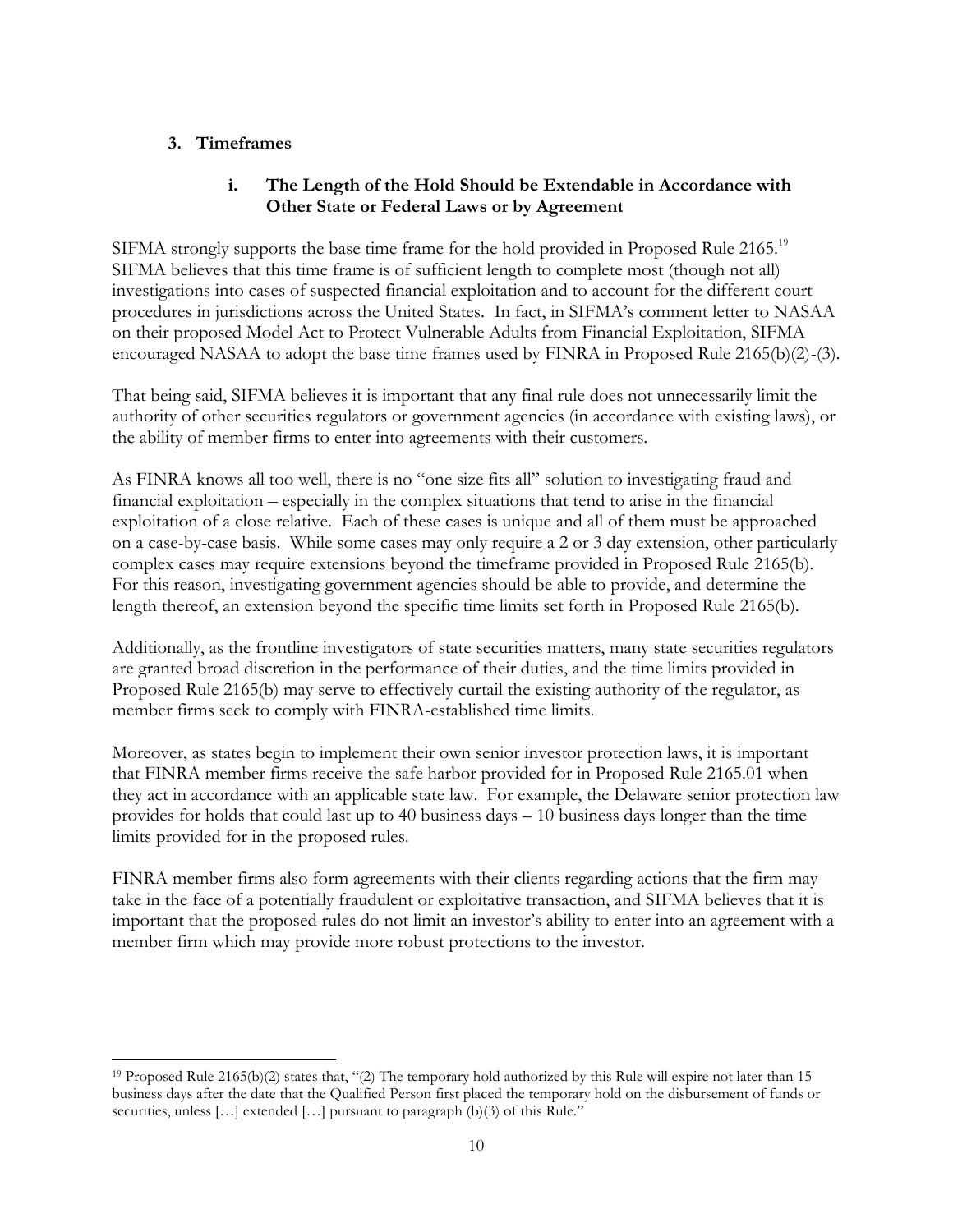### 3. Timeframes

#### i. The Length of the Hold Should be Extendable in Accordance with Other State or Federal Laws or by Agreement

SIFMA strongly supports the base time frame for the hold provided in Proposed Rule 2165.[19] SIFMA believes that this time frame is of sufficient length to complete most (though not all) investigations into cases of suspected financial exploitation and to account for the different court procedures in jurisdictions across the United States. In fact, in SIFMA's comment letter to NASAA on their proposed Model Act to Protect Vulnerable Adults from Financial Exploitation, SIFMA encouraged NASAA to adopt the base time frames used by FINRA in Proposed Rule 2165(b)(2)-(3).

That being said, SIFMA believes it is important that any final rule does not unnecessarily limit the authority of other securities regulators or government agencies (in accordance with existing laws), or the ability of member firms to enter into agreements with their customers.

As FINRA knows all too well, there is no "one size fits all" solution to investigating fraud and financial exploitation – especially in the complex situations that tend to arise in the financial exploitation of a close relative. Each of these cases is unique and all of them must be approached on a case-by-case basis. While some cases may only require a 2 or 3 day extension, other particularly complex cases may require extensions beyond the timeframe provided in Proposed Rule 2165(b). For this reason, investigating government agencies should be able to provide, and determine the length thereof, an extension beyond the specific time limits set forth in Proposed Rule 2165(b).

Additionally, as the frontline investigators of state securities matters, many state securities regulators are granted broad discretion in the performance of their duties, and the time limits provided in Proposed Rule 2165(b) may serve to effectively curtail the existing authority of the regulator, as member firms seek to comply with FINRA-established time limits.

Moreover, as states begin to implement their own senior investor protection laws, it is important that FINRA member firms receive the safe harbor provided for in Proposed Rule 2165.01 when they act in accordance with an applicable state law. For example, the Delaware senior protection law provides for holds that could last up to 40 business days – 10 business days longer than the time limits provided for in the proposed rules.

FINRA member firms also form agreements with their clients regarding actions that the firm may take in the face of a potentially fraudulent or exploitative transaction, and SIFMA believes that it is important that the proposed rules do not limit an investor's ability to enter into an agreement with a member firm which may provide more robust protections to the investor.

---

[19] Proposed Rule 2165(b)(2) states that, "(2) The temporary hold authorized by this Rule will expire not later than 15 business days after the date that the Qualified Person first placed the temporary hold on the disbursement of funds or securities, unless […] extended […] pursuant to paragraph (b)(3) of this Rule."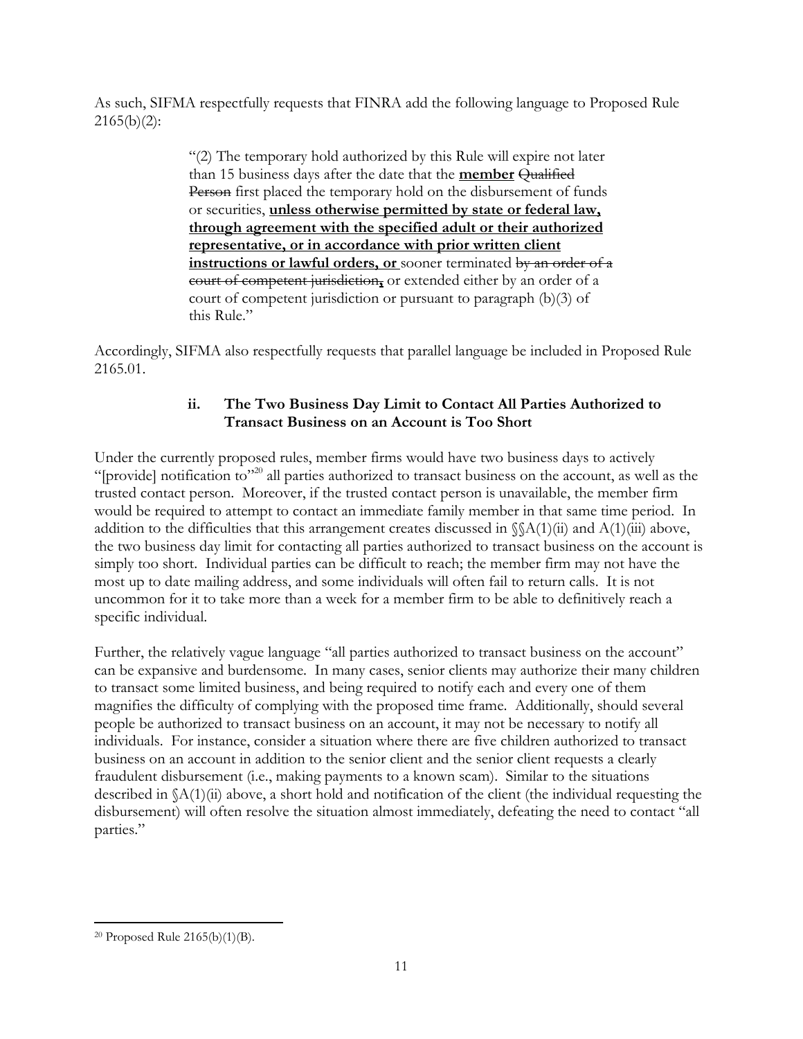As such, SIFMA respectfully requests that FINRA add the following language to Proposed Rule 2165(b)(2):

> "(2) The temporary hold authorized by this Rule will expire not later than 15 business days after the date that the **member** ~~Qualified Person~~ first placed the temporary hold on the disbursement of funds or securities, **unless otherwise permitted by state or federal law, through agreement with the specified adult or their authorized representative, or in accordance with prior written client instructions or lawful orders, or** sooner terminated ~~by an order of a court of competent jurisdiction,~~ or extended either by an order of a court of competent jurisdiction or pursuant to paragraph (b)(3) of this Rule."

Accordingly, SIFMA also respectfully requests that parallel language be included in Proposed Rule 2165.01.

### ii. The Two Business Day Limit to Contact All Parties Authorized to Transact Business on an Account is Too Short

Under the currently proposed rules, member firms would have two business days to actively "[provide] notification to"[20] all parties authorized to transact business on the account, as well as the trusted contact person. Moreover, if the trusted contact person is unavailable, the member firm would be required to attempt to contact an immediate family member in that same time period. In addition to the difficulties that this arrangement creates discussed in §§A(1)(ii) and A(1)(iii) above, the two business day limit for contacting all parties authorized to transact business on the account is simply too short. Individual parties can be difficult to reach; the member firm may not have the most up to date mailing address, and some individuals will often fail to return calls. It is not uncommon for it to take more than a week for a member firm to be able to definitively reach a specific individual.

Further, the relatively vague language "all parties authorized to transact business on the account" can be expansive and burdensome. In many cases, senior clients may authorize their many children to transact some limited business, and being required to notify each and every one of them magnifies the difficulty of complying with the proposed time frame. Additionally, should several people be authorized to transact business on an account, it may not be necessary to notify all individuals. For instance, consider a situation where there are five children authorized to transact business on an account in addition to the senior client and the senior client requests a clearly fraudulent disbursement (i.e., making payments to a known scam). Similar to the situations described in §A(1)(ii) above, a short hold and notification of the client (the individual requesting the disbursement) will often resolve the situation almost immediately, defeating the need to contact "all parties."

---

[20] Proposed Rule 2165(b)(1)(B).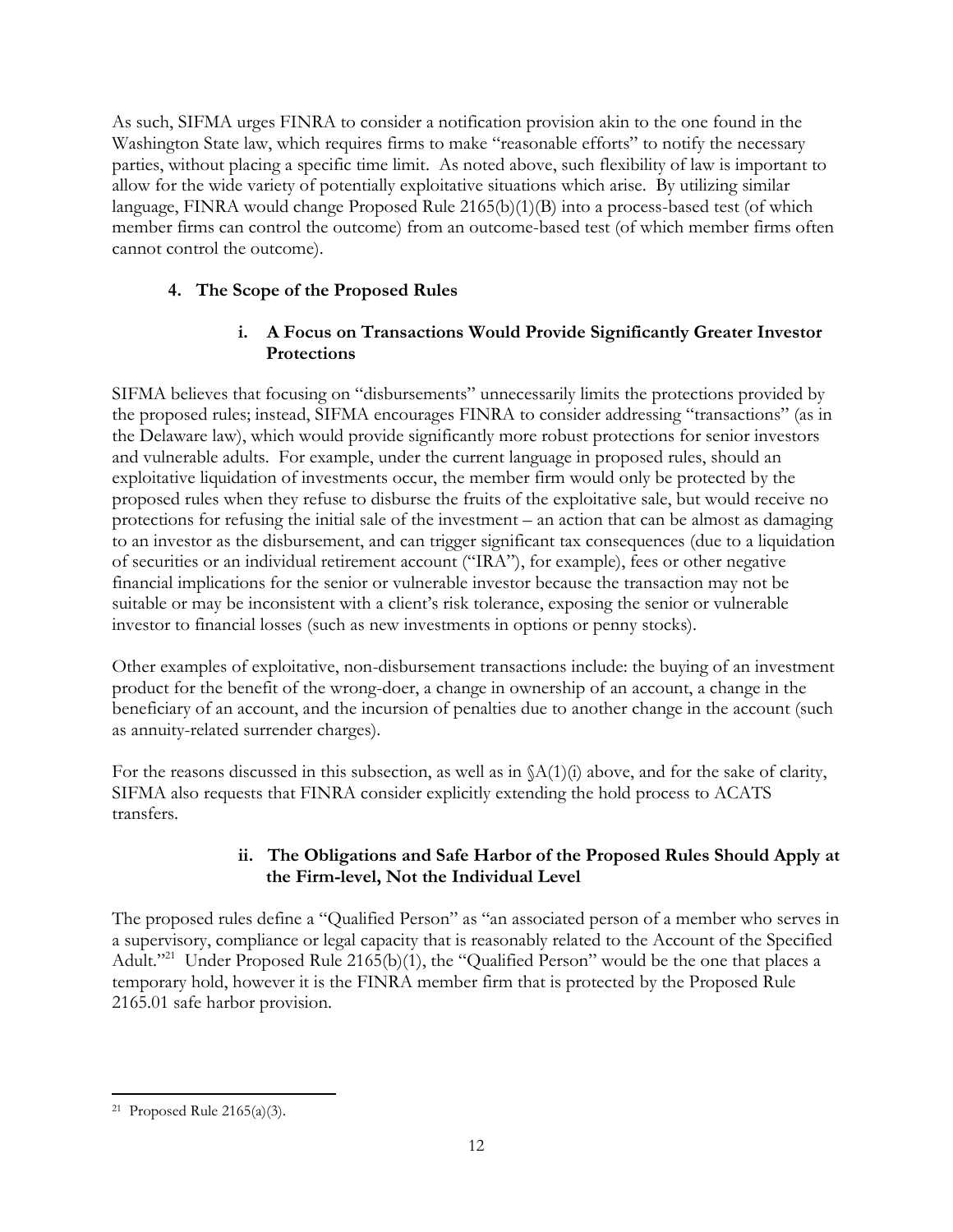As such, SIFMA urges FINRA to consider a notification provision akin to the one found in the Washington State law, which requires firms to make "reasonable efforts" to notify the necessary parties, without placing a specific time limit. As noted above, such flexibility of law is important to allow for the wide variety of potentially exploitative situations which arise. By utilizing similar language, FINRA would change Proposed Rule 2165(b)(1)(B) into a process-based test (of which member firms can control the outcome) from an outcome-based test (of which member firms often cannot control the outcome).

## 4. The Scope of the Proposed Rules

### i. A Focus on Transactions Would Provide Significantly Greater Investor Protections

SIFMA believes that focusing on "disbursements" unnecessarily limits the protections provided by the proposed rules; instead, SIFMA encourages FINRA to consider addressing "transactions" (as in the Delaware law), which would provide significantly more robust protections for senior investors and vulnerable adults. For example, under the current language in proposed rules, should an exploitative liquidation of investments occur, the member firm would only be protected by the proposed rules when they refuse to disburse the fruits of the exploitative sale, but would receive no protections for refusing the initial sale of the investment – an action that can be almost as damaging to an investor as the disbursement, and can trigger significant tax consequences (due to a liquidation of securities or an individual retirement account ("IRA"), for example), fees or other negative financial implications for the senior or vulnerable investor because the transaction may not be suitable or may be inconsistent with a client's risk tolerance, exposing the senior or vulnerable investor to financial losses (such as new investments in options or penny stocks).

Other examples of exploitative, non-disbursement transactions include: the buying of an investment product for the benefit of the wrong-doer, a change in ownership of an account, a change in the beneficiary of an account, and the incursion of penalties due to another change in the account (such as annuity-related surrender charges).

For the reasons discussed in this subsection, as well as in §A(1)(i) above, and for the sake of clarity, SIFMA also requests that FINRA consider explicitly extending the hold process to ACATS transfers.

### ii. The Obligations and Safe Harbor of the Proposed Rules Should Apply at the Firm-level, Not the Individual Level

The proposed rules define a "Qualified Person" as "an associated person of a member who serves in a supervisory, compliance or legal capacity that is reasonably related to the Account of the Specified Adult."[21] Under Proposed Rule 2165(b)(1), the "Qualified Person" would be the one that places a temporary hold, however it is the FINRA member firm that is protected by the Proposed Rule 2165.01 safe harbor provision.

---

[21] Proposed Rule 2165(a)(3).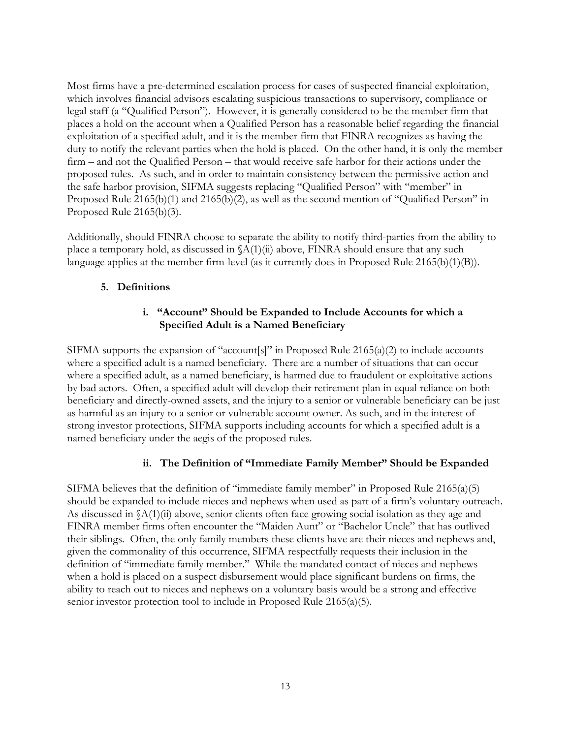Most firms have a pre-determined escalation process for cases of suspected financial exploitation, which involves financial advisors escalating suspicious transactions to supervisory, compliance or legal staff (a "Qualified Person"). However, it is generally considered to be the member firm that places a hold on the account when a Qualified Person has a reasonable belief regarding the financial exploitation of a specified adult, and it is the member firm that FINRA recognizes as having the duty to notify the relevant parties when the hold is placed. On the other hand, it is only the member firm – and not the Qualified Person – that would receive safe harbor for their actions under the proposed rules. As such, and in order to maintain consistency between the permissive action and the safe harbor provision, SIFMA suggests replacing "Qualified Person" with "member" in Proposed Rule 2165(b)(1) and 2165(b)(2), as well as the second mention of "Qualified Person" in Proposed Rule 2165(b)(3).

Additionally, should FINRA choose to separate the ability to notify third-parties from the ability to place a temporary hold, as discussed in §A(1)(ii) above, FINRA should ensure that any such language applies at the member firm-level (as it currently does in Proposed Rule 2165(b)(1)(B)).

## 5. Definitions

### i. "Account" Should be Expanded to Include Accounts for which a Specified Adult is a Named Beneficiary

SIFMA supports the expansion of "account[s]" in Proposed Rule 2165(a)(2) to include accounts where a specified adult is a named beneficiary. There are a number of situations that can occur where a specified adult, as a named beneficiary, is harmed due to fraudulent or exploitative actions by bad actors. Often, a specified adult will develop their retirement plan in equal reliance on both beneficiary and directly-owned assets, and the injury to a senior or vulnerable beneficiary can be just as harmful as an injury to a senior or vulnerable account owner. As such, and in the interest of strong investor protections, SIFMA supports including accounts for which a specified adult is a named beneficiary under the aegis of the proposed rules.

### ii. The Definition of "Immediate Family Member" Should be Expanded

SIFMA believes that the definition of "immediate family member" in Proposed Rule 2165(a)(5) should be expanded to include nieces and nephews when used as part of a firm's voluntary outreach. As discussed in §A(1)(ii) above, senior clients often face growing social isolation as they age and FINRA member firms often encounter the "Maiden Aunt" or "Bachelor Uncle" that has outlived their siblings. Often, the only family members these clients have are their nieces and nephews and, given the commonality of this occurrence, SIFMA respectfully requests their inclusion in the definition of "immediate family member." While the mandated contact of nieces and nephews when a hold is placed on a suspect disbursement would place significant burdens on firms, the ability to reach out to nieces and nephews on a voluntary basis would be a strong and effective senior investor protection tool to include in Proposed Rule 2165(a)(5).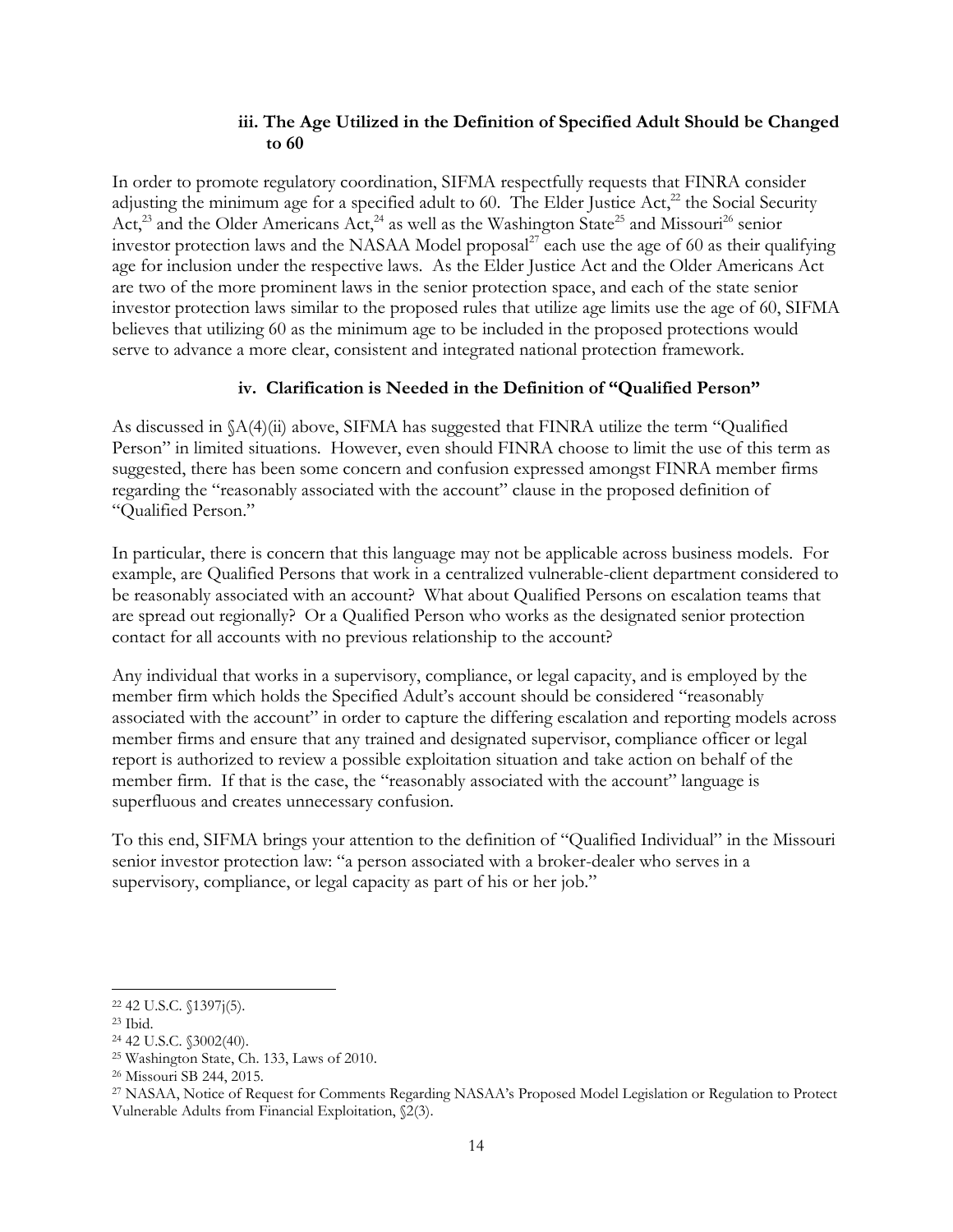### iii. The Age Utilized in the Definition of Specified Adult Should be Changed to 60

In order to promote regulatory coordination, SIFMA respectfully requests that FINRA consider adjusting the minimum age for a specified adult to 60. The Elder Justice Act,[22] the Social Security Act,[23] and the Older Americans Act,[24] as well as the Washington State[25] and Missouri[26] senior investor protection laws and the NASAA Model proposal[27] each use the age of 60 as their qualifying age for inclusion under the respective laws. As the Elder Justice Act and the Older Americans Act are two of the more prominent laws in the senior protection space, and each of the state senior investor protection laws similar to the proposed rules that utilize age limits use the age of 60, SIFMA believes that utilizing 60 as the minimum age to be included in the proposed protections would serve to advance a more clear, consistent and integrated national protection framework.

### iv. Clarification is Needed in the Definition of "Qualified Person"

As discussed in §A(4)(ii) above, SIFMA has suggested that FINRA utilize the term "Qualified Person" in limited situations. However, even should FINRA choose to limit the use of this term as suggested, there has been some concern and confusion expressed amongst FINRA member firms regarding the "reasonably associated with the account" clause in the proposed definition of "Qualified Person."

In particular, there is concern that this language may not be applicable across business models. For example, are Qualified Persons that work in a centralized vulnerable-client department considered to be reasonably associated with an account? What about Qualified Persons on escalation teams that are spread out regionally? Or a Qualified Person who works as the designated senior protection contact for all accounts with no previous relationship to the account?

Any individual that works in a supervisory, compliance, or legal capacity, and is employed by the member firm which holds the Specified Adult's account should be considered "reasonably associated with the account" in order to capture the differing escalation and reporting models across member firms and ensure that any trained and designated supervisor, compliance officer or legal report is authorized to review a possible exploitation situation and take action on behalf of the member firm. If that is the case, the "reasonably associated with the account" language is superfluous and creates unnecessary confusion.

To this end, SIFMA brings your attention to the definition of "Qualified Individual" in the Missouri senior investor protection law: "a person associated with a broker-dealer who serves in a supervisory, compliance, or legal capacity as part of his or her job."

---

[22] 42 U.S.C. §1397j(5).

[23] Ibid.

[24] 42 U.S.C. §3002(40).

[25] Washington State, Ch. 133, Laws of 2010.

[26] Missouri SB 244, 2015.

[27] NASAA, Notice of Request for Comments Regarding NASAA's Proposed Model Legislation or Regulation to Protect Vulnerable Adults from Financial Exploitation, §2(3).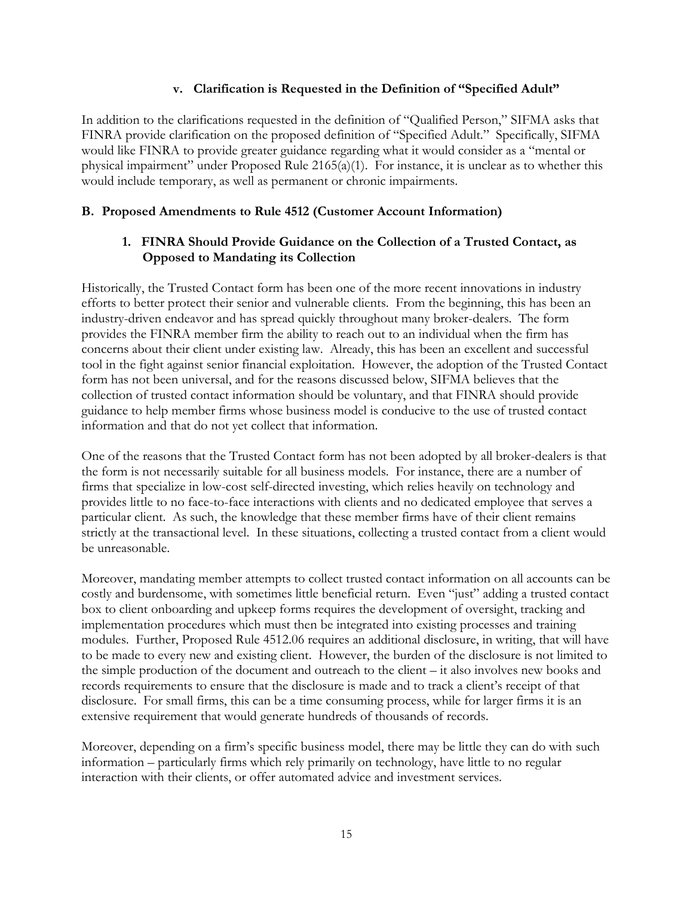#### v. Clarification is Requested in the Definition of "Specified Adult"

In addition to the clarifications requested in the definition of "Qualified Person," SIFMA asks that FINRA provide clarification on the proposed definition of "Specified Adult." Specifically, SIFMA would like FINRA to provide greater guidance regarding what it would consider as a "mental or physical impairment" under Proposed Rule 2165(a)(1). For instance, it is unclear as to whether this would include temporary, as well as permanent or chronic impairments.

### B. Proposed Amendments to Rule 4512 (Customer Account Information)

#### 1. FINRA Should Provide Guidance on the Collection of a Trusted Contact, as Opposed to Mandating its Collection

Historically, the Trusted Contact form has been one of the more recent innovations in industry efforts to better protect their senior and vulnerable clients. From the beginning, this has been an industry-driven endeavor and has spread quickly throughout many broker-dealers. The form provides the FINRA member firm the ability to reach out to an individual when the firm has concerns about their client under existing law. Already, this has been an excellent and successful tool in the fight against senior financial exploitation. However, the adoption of the Trusted Contact form has not been universal, and for the reasons discussed below, SIFMA believes that the collection of trusted contact information should be voluntary, and that FINRA should provide guidance to help member firms whose business model is conducive to the use of trusted contact information and that do not yet collect that information.

One of the reasons that the Trusted Contact form has not been adopted by all broker-dealers is that the form is not necessarily suitable for all business models. For instance, there are a number of firms that specialize in low-cost self-directed investing, which relies heavily on technology and provides little to no face-to-face interactions with clients and no dedicated employee that serves a particular client. As such, the knowledge that these member firms have of their client remains strictly at the transactional level. In these situations, collecting a trusted contact from a client would be unreasonable.

Moreover, mandating member attempts to collect trusted contact information on all accounts can be costly and burdensome, with sometimes little beneficial return. Even "just" adding a trusted contact box to client onboarding and upkeep forms requires the development of oversight, tracking and implementation procedures which must then be integrated into existing processes and training modules. Further, Proposed Rule 4512.06 requires an additional disclosure, in writing, that will have to be made to every new and existing client. However, the burden of the disclosure is not limited to the simple production of the document and outreach to the client – it also involves new books and records requirements to ensure that the disclosure is made and to track a client's receipt of that disclosure. For small firms, this can be a time consuming process, while for larger firms it is an extensive requirement that would generate hundreds of thousands of records.

Moreover, depending on a firm's specific business model, there may be little they can do with such information – particularly firms which rely primarily on technology, have little to no regular interaction with their clients, or offer automated advice and investment services.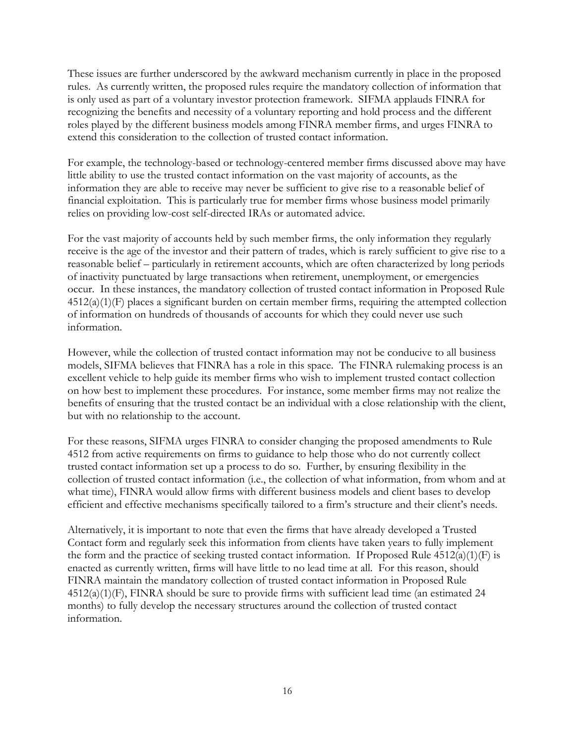These issues are further underscored by the awkward mechanism currently in place in the proposed rules. As currently written, the proposed rules require the mandatory collection of information that is only used as part of a voluntary investor protection framework. SIFMA applauds FINRA for recognizing the benefits and necessity of a voluntary reporting and hold process and the different roles played by the different business models among FINRA member firms, and urges FINRA to extend this consideration to the collection of trusted contact information.

For example, the technology-based or technology-centered member firms discussed above may have little ability to use the trusted contact information on the vast majority of accounts, as the information they are able to receive may never be sufficient to give rise to a reasonable belief of financial exploitation. This is particularly true for member firms whose business model primarily relies on providing low-cost self-directed IRAs or automated advice.

For the vast majority of accounts held by such member firms, the only information they regularly receive is the age of the investor and their pattern of trades, which is rarely sufficient to give rise to a reasonable belief – particularly in retirement accounts, which are often characterized by long periods of inactivity punctuated by large transactions when retirement, unemployment, or emergencies occur. In these instances, the mandatory collection of trusted contact information in Proposed Rule 4512(a)(1)(F) places a significant burden on certain member firms, requiring the attempted collection of information on hundreds of thousands of accounts for which they could never use such information.

However, while the collection of trusted contact information may not be conducive to all business models, SIFMA believes that FINRA has a role in this space. The FINRA rulemaking process is an excellent vehicle to help guide its member firms who wish to implement trusted contact collection on how best to implement these procedures. For instance, some member firms may not realize the benefits of ensuring that the trusted contact be an individual with a close relationship with the client, but with no relationship to the account.

For these reasons, SIFMA urges FINRA to consider changing the proposed amendments to Rule 4512 from active requirements on firms to guidance to help those who do not currently collect trusted contact information set up a process to do so. Further, by ensuring flexibility in the collection of trusted contact information (i.e., the collection of what information, from whom and at what time), FINRA would allow firms with different business models and client bases to develop efficient and effective mechanisms specifically tailored to a firm's structure and their client's needs.

Alternatively, it is important to note that even the firms that have already developed a Trusted Contact form and regularly seek this information from clients have taken years to fully implement the form and the practice of seeking trusted contact information. If Proposed Rule 4512(a)(1)(F) is enacted as currently written, firms will have little to no lead time at all. For this reason, should FINRA maintain the mandatory collection of trusted contact information in Proposed Rule 4512(a)(1)(F), FINRA should be sure to provide firms with sufficient lead time (an estimated 24 months) to fully develop the necessary structures around the collection of trusted contact information.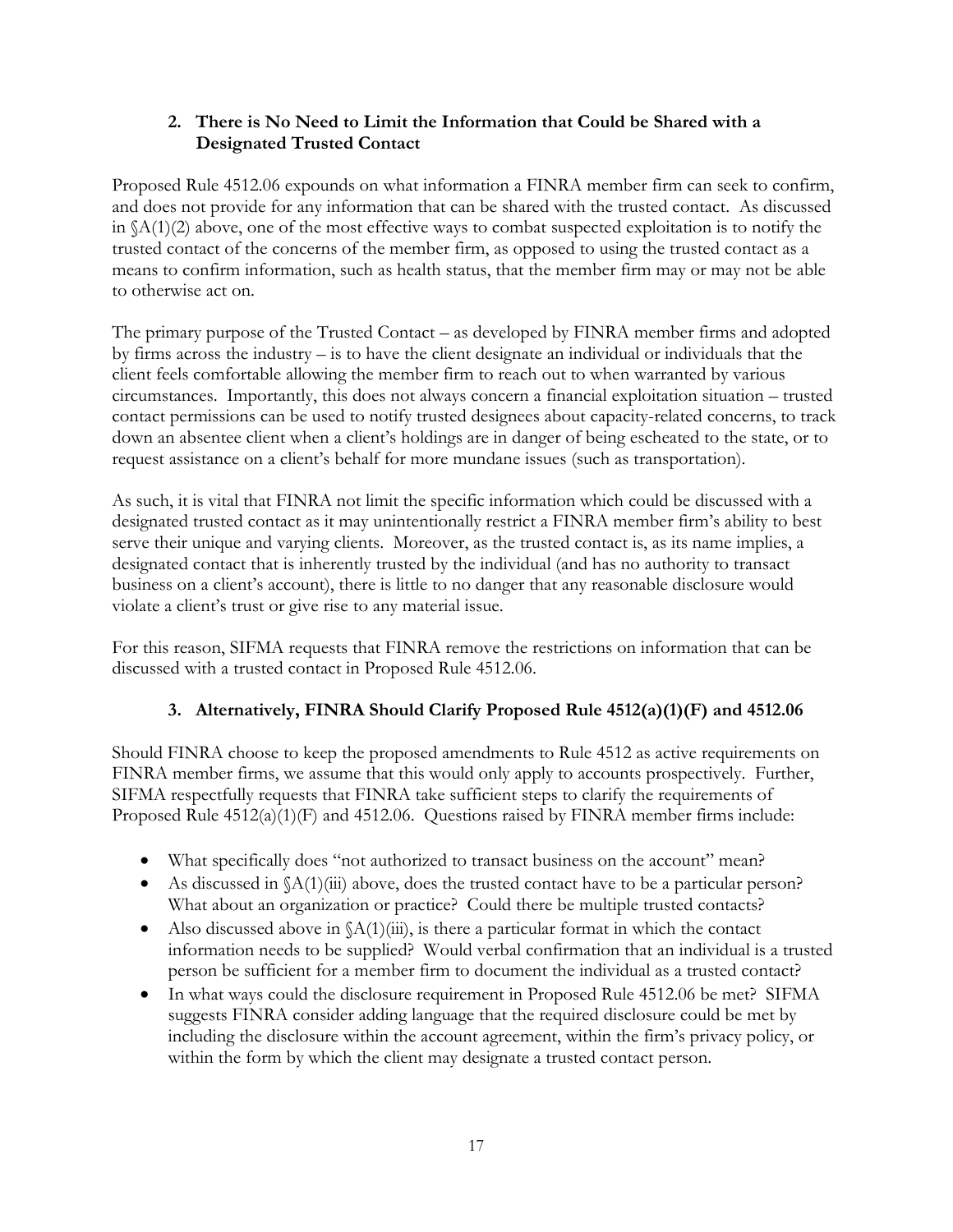### 2. There is No Need to Limit the Information that Could be Shared with a Designated Trusted Contact

Proposed Rule 4512.06 expounds on what information a FINRA member firm can seek to confirm, and does not provide for any information that can be shared with the trusted contact. As discussed in §A(1)(2) above, one of the most effective ways to combat suspected exploitation is to notify the trusted contact of the concerns of the member firm, as opposed to using the trusted contact as a means to confirm information, such as health status, that the member firm may or may not be able to otherwise act on.

The primary purpose of the Trusted Contact – as developed by FINRA member firms and adopted by firms across the industry – is to have the client designate an individual or individuals that the client feels comfortable allowing the member firm to reach out to when warranted by various circumstances. Importantly, this does not always concern a financial exploitation situation – trusted contact permissions can be used to notify trusted designees about capacity-related concerns, to track down an absentee client when a client's holdings are in danger of being escheated to the state, or to request assistance on a client's behalf for more mundane issues (such as transportation).

As such, it is vital that FINRA not limit the specific information which could be discussed with a designated trusted contact as it may unintentionally restrict a FINRA member firm's ability to best serve their unique and varying clients. Moreover, as the trusted contact is, as its name implies, a designated contact that is inherently trusted by the individual (and has no authority to transact business on a client's account), there is little to no danger that any reasonable disclosure would violate a client's trust or give rise to any material issue.

For this reason, SIFMA requests that FINRA remove the restrictions on information that can be discussed with a trusted contact in Proposed Rule 4512.06.

### 3. Alternatively, FINRA Should Clarify Proposed Rule 4512(a)(1)(F) and 4512.06

Should FINRA choose to keep the proposed amendments to Rule 4512 as active requirements on FINRA member firms, we assume that this would only apply to accounts prospectively. Further, SIFMA respectfully requests that FINRA take sufficient steps to clarify the requirements of Proposed Rule 4512(a)(1)(F) and 4512.06. Questions raised by FINRA member firms include:

- What specifically does "not authorized to transact business on the account" mean?
- As discussed in §A(1)(iii) above, does the trusted contact have to be a particular person? What about an organization or practice? Could there be multiple trusted contacts?
- Also discussed above in §A(1)(iii), is there a particular format in which the contact information needs to be supplied? Would verbal confirmation that an individual is a trusted person be sufficient for a member firm to document the individual as a trusted contact?
- In what ways could the disclosure requirement in Proposed Rule 4512.06 be met? SIFMA suggests FINRA consider adding language that the required disclosure could be met by including the disclosure within the account agreement, within the firm's privacy policy, or within the form by which the client may designate a trusted contact person.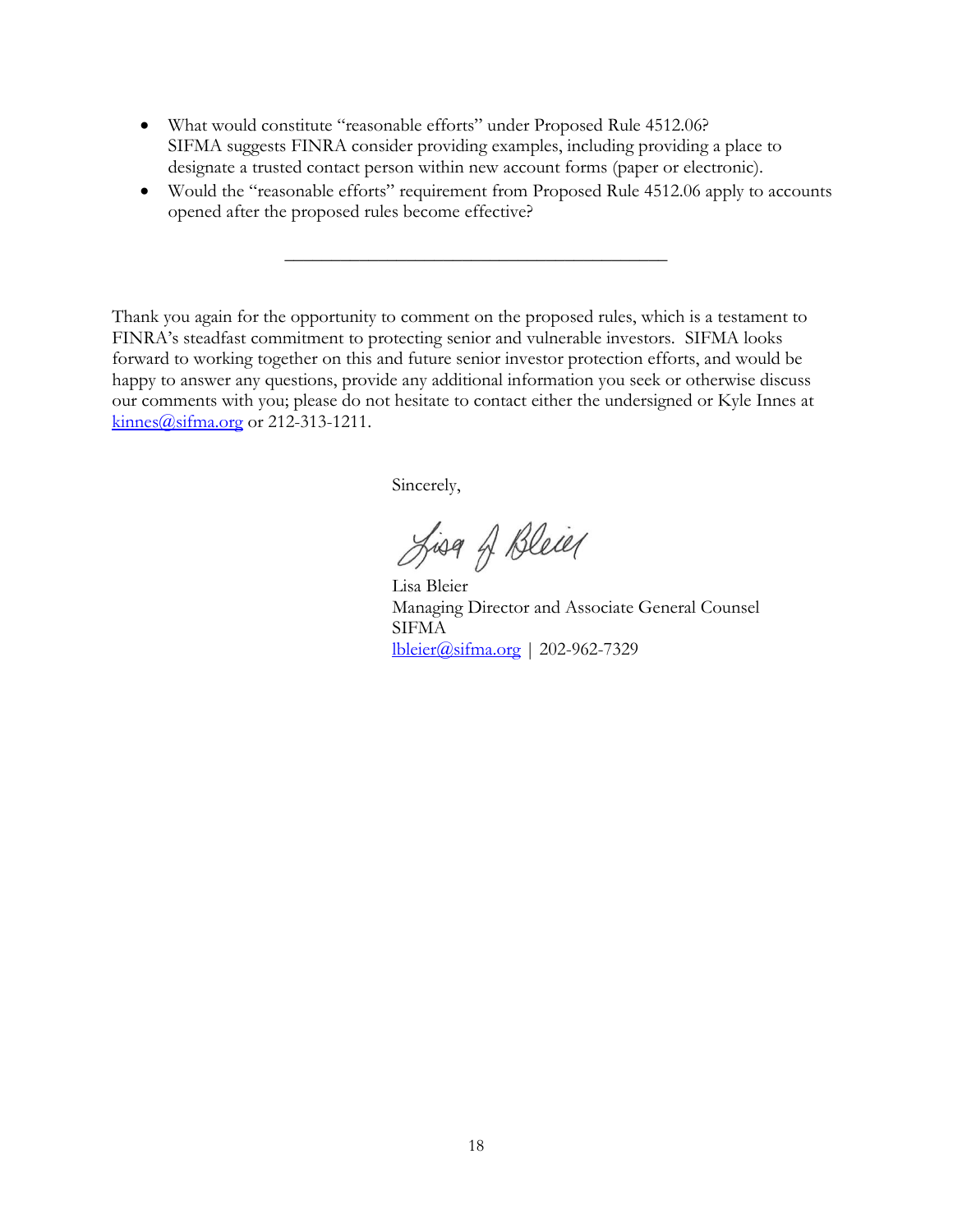- What would constitute "reasonable efforts" under Proposed Rule 4512.06? SIFMA suggests FINRA consider providing examples, including providing a place to designate a trusted contact person within new account forms (paper or electronic).
- Would the "reasonable efforts" requirement from Proposed Rule 4512.06 apply to accounts opened after the proposed rules become effective?

---

Thank you again for the opportunity to comment on the proposed rules, which is a testament to FINRA's steadfast commitment to protecting senior and vulnerable investors. SIFMA looks forward to working together on this and future senior investor protection efforts, and would be happy to answer any questions, provide any additional information you seek or otherwise discuss our comments with you; please do not hesitate to contact either the undersigned or Kyle Innes at kinnes@sifma.org or 212-313-1211.

Sincerely,

Lisa Bleier
Managing Director and Associate General Counsel
SIFMA
lbleier@sifma.org | 202-962-7329